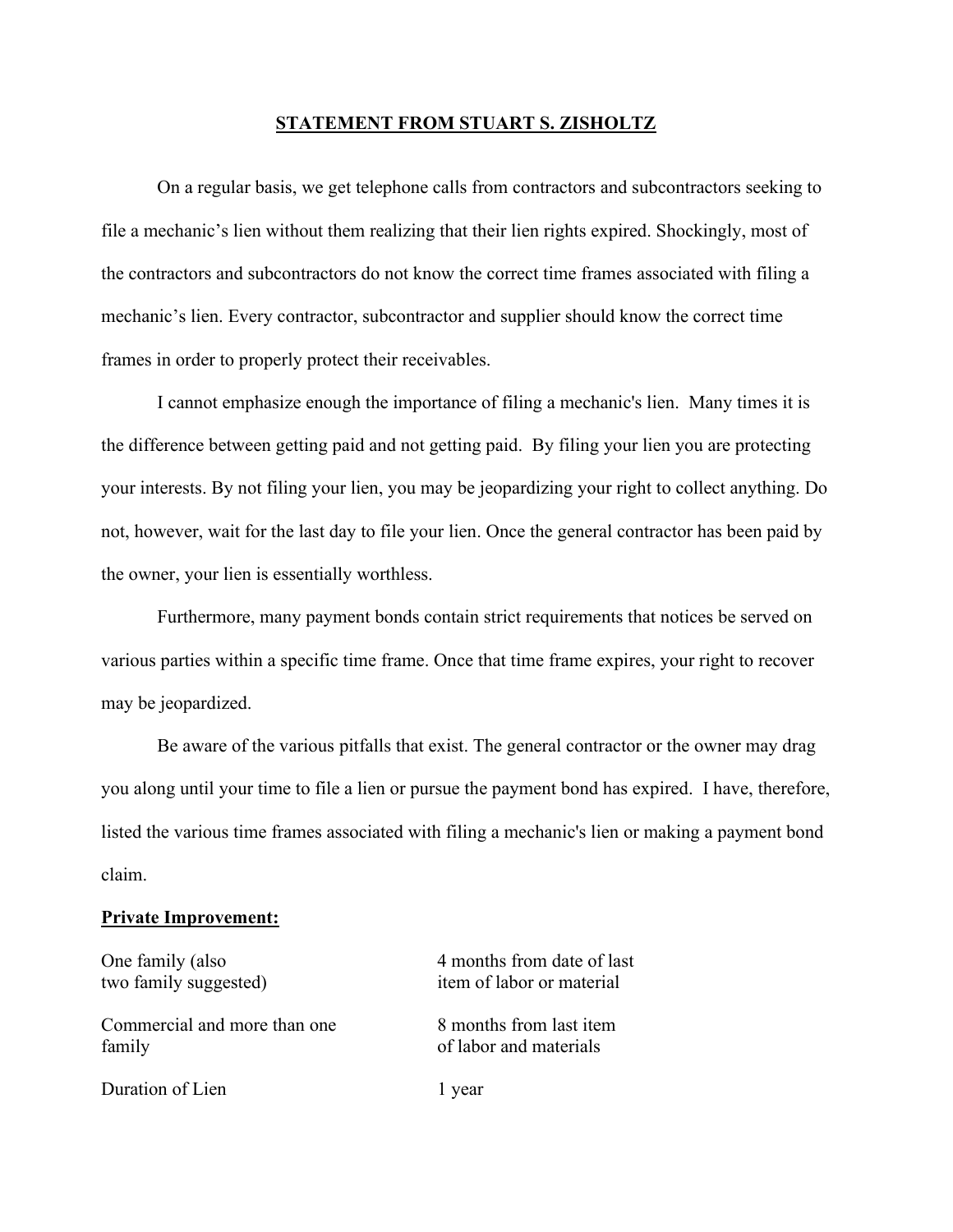## STATEMENT FROM STUART S. ZISHOLTZ

On a regular basis, we get telephone calls from contractors and subcontractors seeking to file a mechanic's lien without them realizing that their lien rights expired. Shockingly, most of the contractors and subcontractors do not know the correct time frames associated with filing a mechanic's lien. Every contractor, subcontractor and supplier should know the correct time frames in order to properly protect their receivables.

I cannot emphasize enough the importance of filing a mechanic's lien. Many times it is the difference between getting paid and not getting paid. By filing your lien you are protecting your interests. By not filing your lien, you may be jeopardizing your right to collect anything. Do not, however, wait for the last day to file your lien. Once the general contractor has been paid by the owner, your lien is essentially worthless.

Furthermore, many payment bonds contain strict requirements that notices be served on various parties within a specific time frame. Once that time frame expires, your right to recover may be jeopardized.

Be aware of the various pitfalls that exist. The general contractor or the owner may drag you along until your time to file a lien or pursue the payment bond has expired. I have, therefore, listed the various time frames associated with filing a mechanic's lien or making a payment bond claim.

**Private Improvement:**

| | |
|---|---|
| One family (also two family suggested) | 4 months from date of last item of labor or material |
| Commercial and more than one family | 8 months from last item of labor and materials |
| Duration of Lien | 1 year |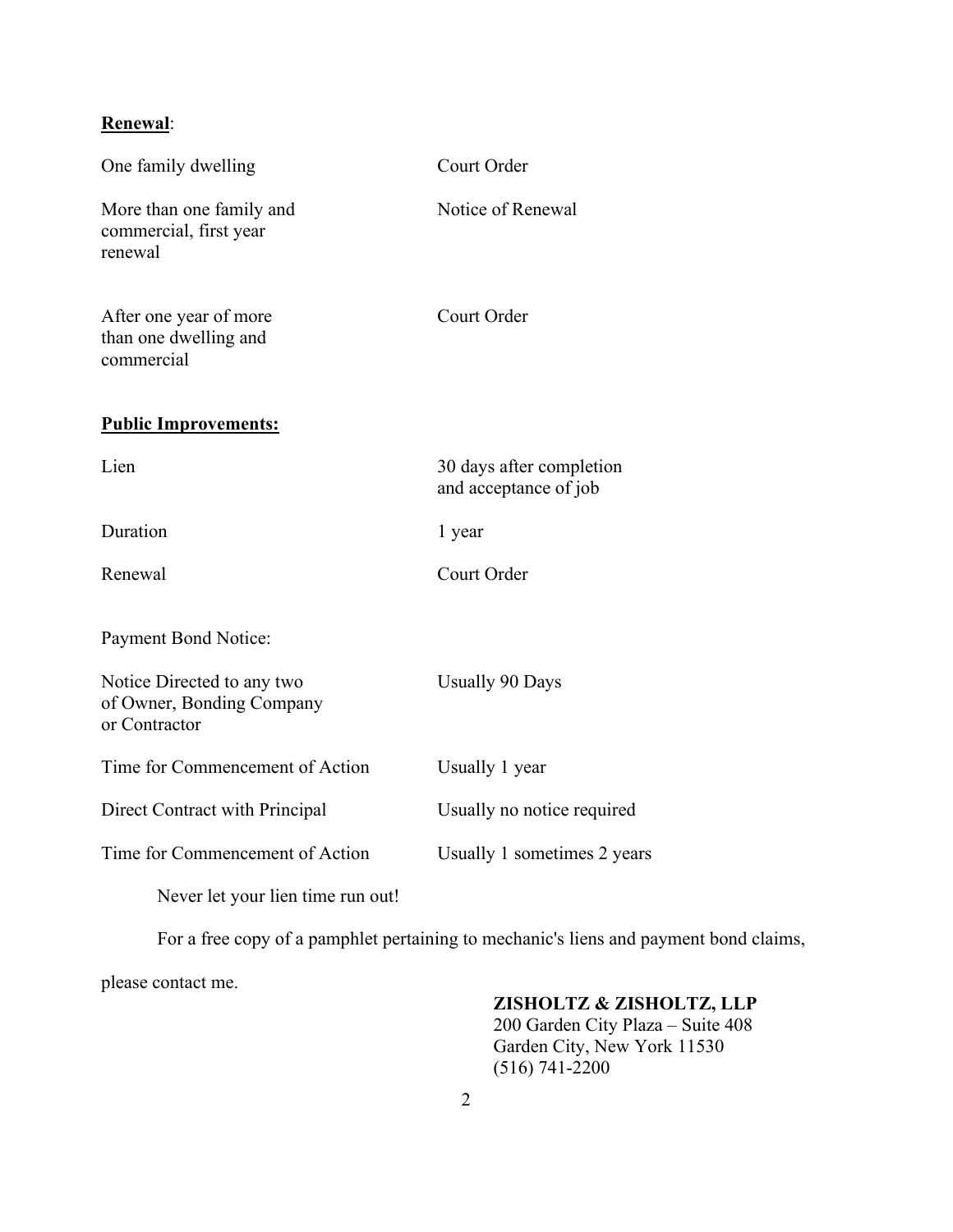**Renewal**:

| | |
|---|---|
| One family dwelling | Court Order |
| More than one family and commercial, first year renewal | Notice of Renewal |
| After one year of more than one dwelling and commercial | Court Order |

**Public Improvements:**

| | |
|---|---|
| Lien | 30 days after completion and acceptance of job |
| Duration | 1 year |
| Renewal | Court Order |

Payment Bond Notice:

| | |
|---|---|
| Notice Directed to any two of Owner, Bonding Company or Contractor | Usually 90 Days |
| Time for Commencement of Action | Usually 1 year |
| Direct Contract with Principal | Usually no notice required |
| Time for Commencement of Action | Usually 1 sometimes 2 years |

Never let your lien time run out!

For a free copy of a pamphlet pertaining to mechanic's liens and payment bond claims, please contact me.

**ZISHOLTZ & ZISHOLTZ, LLP**
200 Garden City Plaza – Suite 408
Garden City, New York 11530
(516) 741-2200